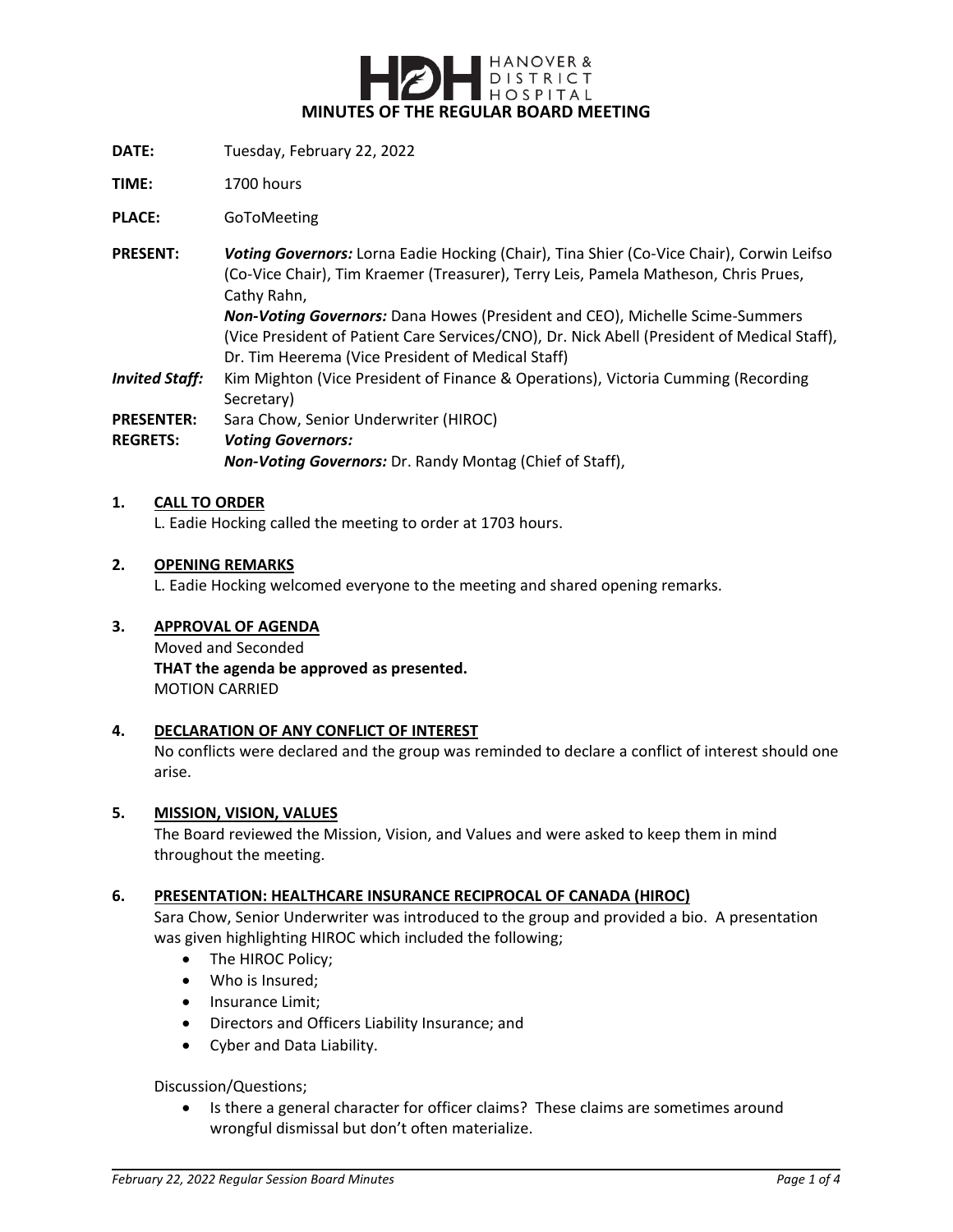HANOVER & DISTRICT HOSPITAL

# MINUTES OF THE REGULAR BOARD MEETING

**DATE:** Tuesday, February 22, 2022

**TIME:** 1700 hours

**PLACE:** GoToMeeting

**PRESENT:** ***Voting Governors:*** Lorna Eadie Hocking (Chair), Tina Shier (Co-Vice Chair), Corwin Leifso (Co-Vice Chair), Tim Kraemer (Treasurer), Terry Leis, Pamela Matheson, Chris Prues, Cathy Rahn,
***Non-Voting Governors:*** Dana Howes (President and CEO), Michelle Scime-Summers (Vice President of Patient Care Services/CNO), Dr. Nick Abell (President of Medical Staff), Dr. Tim Heerema (Vice President of Medical Staff)

***Invited Staff:*** Kim Mighton (Vice President of Finance & Operations), Victoria Cumming (Recording Secretary)

**PRESENTER:** Sara Chow, Senior Underwriter (HIROC)

**REGRETS:** ***Voting Governors:***
***Non-Voting Governors:*** Dr. Randy Montag (Chief of Staff),

## 1. CALL TO ORDER

L. Eadie Hocking called the meeting to order at 1703 hours.

## 2. OPENING REMARKS

L. Eadie Hocking welcomed everyone to the meeting and shared opening remarks.

## 3. APPROVAL OF AGENDA

Moved and Seconded
**THAT the agenda be approved as presented.**
MOTION CARRIED

## 4. DECLARATION OF ANY CONFLICT OF INTEREST

No conflicts were declared and the group was reminded to declare a conflict of interest should one arise.

## 5. MISSION, VISION, VALUES

The Board reviewed the Mission, Vision, and Values and were asked to keep them in mind throughout the meeting.

## 6. PRESENTATION: HEALTHCARE INSURANCE RECIPROCAL OF CANADA (HIROC)

Sara Chow, Senior Underwriter was introduced to the group and provided a bio. A presentation was given highlighting HIROC which included the following;

- The HIROC Policy;
- Who is Insured;
- Insurance Limit;
- Directors and Officers Liability Insurance; and
- Cyber and Data Liability.

Discussion/Questions;

- Is there a general character for officer claims? These claims are sometimes around wrongful dismissal but don't often materialize.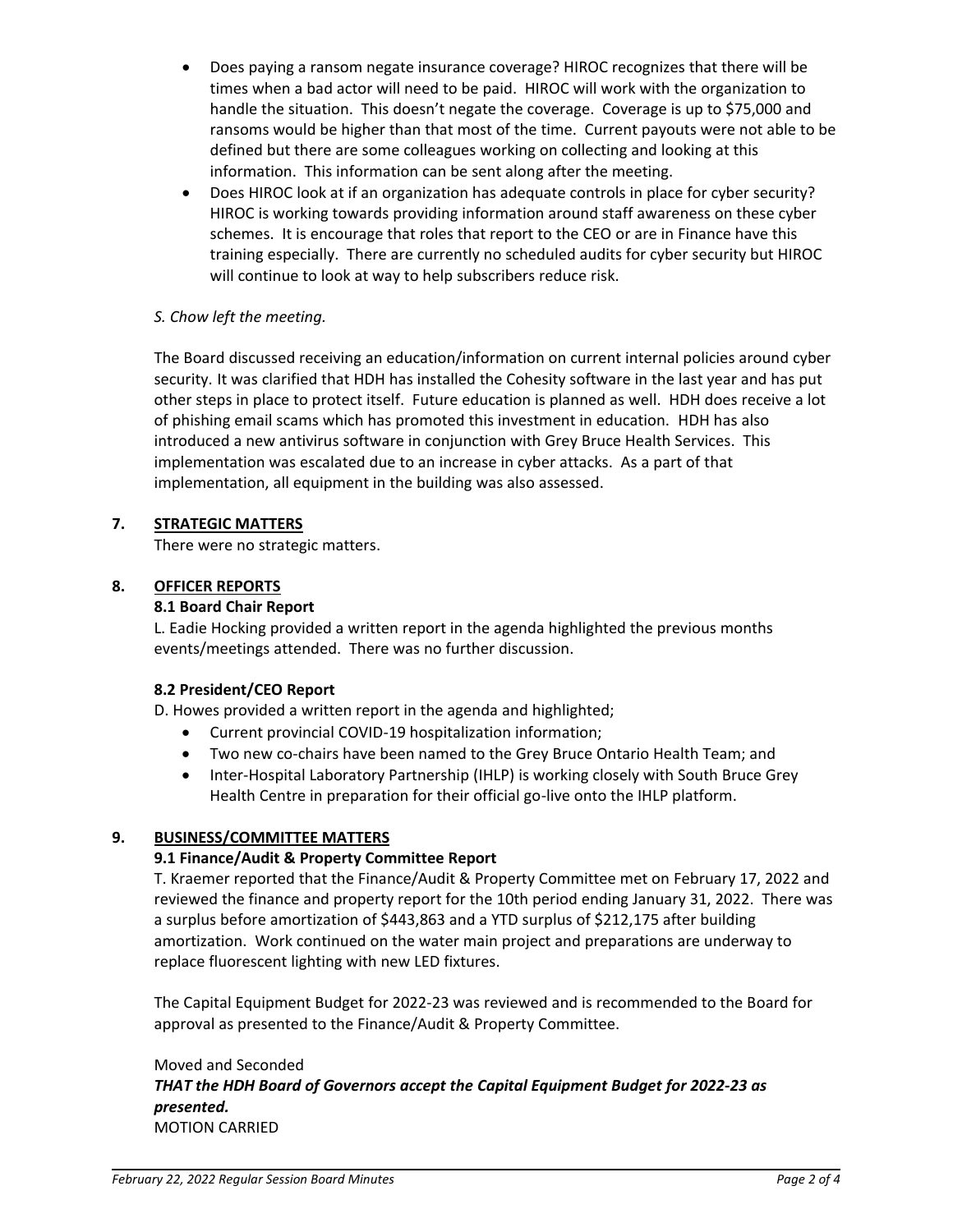- Does paying a ransom negate insurance coverage? HIROC recognizes that there will be times when a bad actor will need to be paid. HIROC will work with the organization to handle the situation. This doesn't negate the coverage. Coverage is up to $75,000 and ransoms would be higher than that most of the time. Current payouts were not able to be defined but there are some colleagues working on collecting and looking at this information. This information can be sent along after the meeting.
- Does HIROC look at if an organization has adequate controls in place for cyber security? HIROC is working towards providing information around staff awareness on these cyber schemes. It is encourage that roles that report to the CEO or are in Finance have this training especially. There are currently no scheduled audits for cyber security but HIROC will continue to look at way to help subscribers reduce risk.

*S. Chow left the meeting.*

The Board discussed receiving an education/information on current internal policies around cyber security. It was clarified that HDH has installed the Cohesity software in the last year and has put other steps in place to protect itself. Future education is planned as well. HDH does receive a lot of phishing email scams which has promoted this investment in education. HDH has also introduced a new antivirus software in conjunction with Grey Bruce Health Services. This implementation was escalated due to an increase in cyber attacks. As a part of that implementation, all equipment in the building was also assessed.

## 7. STRATEGIC MATTERS

There were no strategic matters.

## 8. OFFICER REPORTS

### 8.1 Board Chair Report

L. Eadie Hocking provided a written report in the agenda highlighted the previous months events/meetings attended. There was no further discussion.

### 8.2 President/CEO Report

D. Howes provided a written report in the agenda and highlighted;

- Current provincial COVID-19 hospitalization information;
- Two new co-chairs have been named to the Grey Bruce Ontario Health Team; and
- Inter-Hospital Laboratory Partnership (IHLP) is working closely with South Bruce Grey Health Centre in preparation for their official go-live onto the IHLP platform.

## 9. BUSINESS/COMMITTEE MATTERS

### 9.1 Finance/Audit & Property Committee Report

T. Kraemer reported that the Finance/Audit & Property Committee met on February 17, 2022 and reviewed the finance and property report for the 10th period ending January 31, 2022. There was a surplus before amortization of $443,863 and a YTD surplus of $212,175 after building amortization. Work continued on the water main project and preparations are underway to replace fluorescent lighting with new LED fixtures.

The Capital Equipment Budget for 2022-23 was reviewed and is recommended to the Board for approval as presented to the Finance/Audit & Property Committee.

Moved and Seconded

***THAT the HDH Board of Governors accept the Capital Equipment Budget for 2022-23 as presented.***

MOTION CARRIED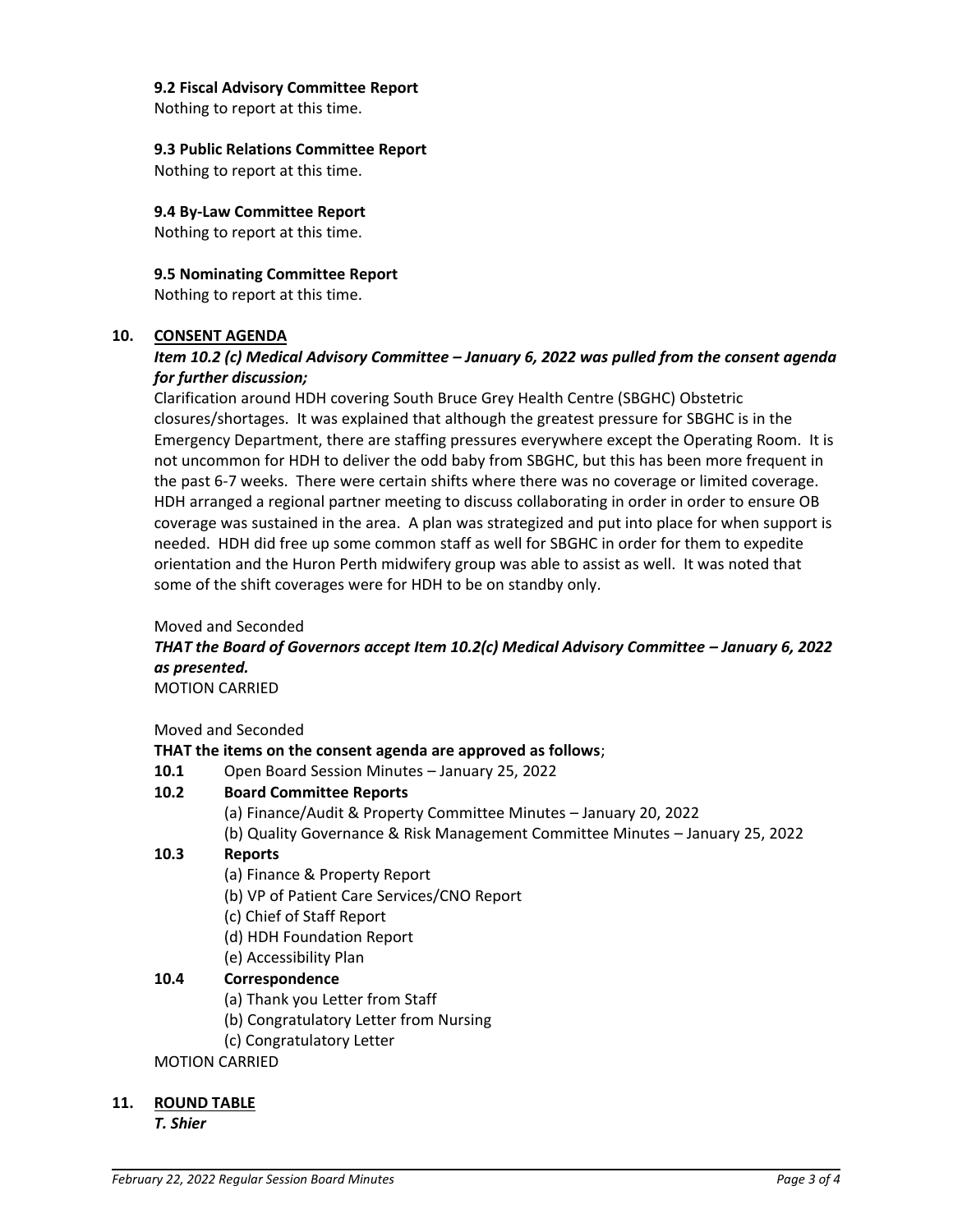**9.2 Fiscal Advisory Committee Report**
Nothing to report at this time.

**9.3 Public Relations Committee Report**
Nothing to report at this time.

**9.4 By-Law Committee Report**
Nothing to report at this time.

**9.5 Nominating Committee Report**
Nothing to report at this time.

## 10. CONSENT AGENDA

***Item 10.2 (c) Medical Advisory Committee – January 6, 2022 was pulled from the consent agenda for further discussion;***

Clarification around HDH covering South Bruce Grey Health Centre (SBGHC) Obstetric closures/shortages. It was explained that although the greatest pressure for SBGHC is in the Emergency Department, there are staffing pressures everywhere except the Operating Room. It is not uncommon for HDH to deliver the odd baby from SBGHC, but this has been more frequent in the past 6-7 weeks. There were certain shifts where there was no coverage or limited coverage. HDH arranged a regional partner meeting to discuss collaborating in order in order to ensure OB coverage was sustained in the area. A plan was strategized and put into place for when support is needed. HDH did free up some common staff as well for SBGHC in order for them to expedite orientation and the Huron Perth midwifery group was able to assist as well. It was noted that some of the shift coverages were for HDH to be on standby only.

Moved and Seconded

***THAT the Board of Governors accept Item 10.2(c) Medical Advisory Committee – January 6, 2022 as presented.***

MOTION CARRIED

Moved and Seconded

**THAT the items on the consent agenda are approved as follows**;

**10.1** Open Board Session Minutes – January 25, 2022

**10.2 Board Committee Reports**
- (a) Finance/Audit & Property Committee Minutes – January 20, 2022
- (b) Quality Governance & Risk Management Committee Minutes – January 25, 2022

**10.3 Reports**
- (a) Finance & Property Report
- (b) VP of Patient Care Services/CNO Report
- (c) Chief of Staff Report
- (d) HDH Foundation Report
- (e) Accessibility Plan

**10.4 Correspondence**
- (a) Thank you Letter from Staff
- (b) Congratulatory Letter from Nursing
- (c) Congratulatory Letter

MOTION CARRIED

## 11. ROUND TABLE

***T. Shier***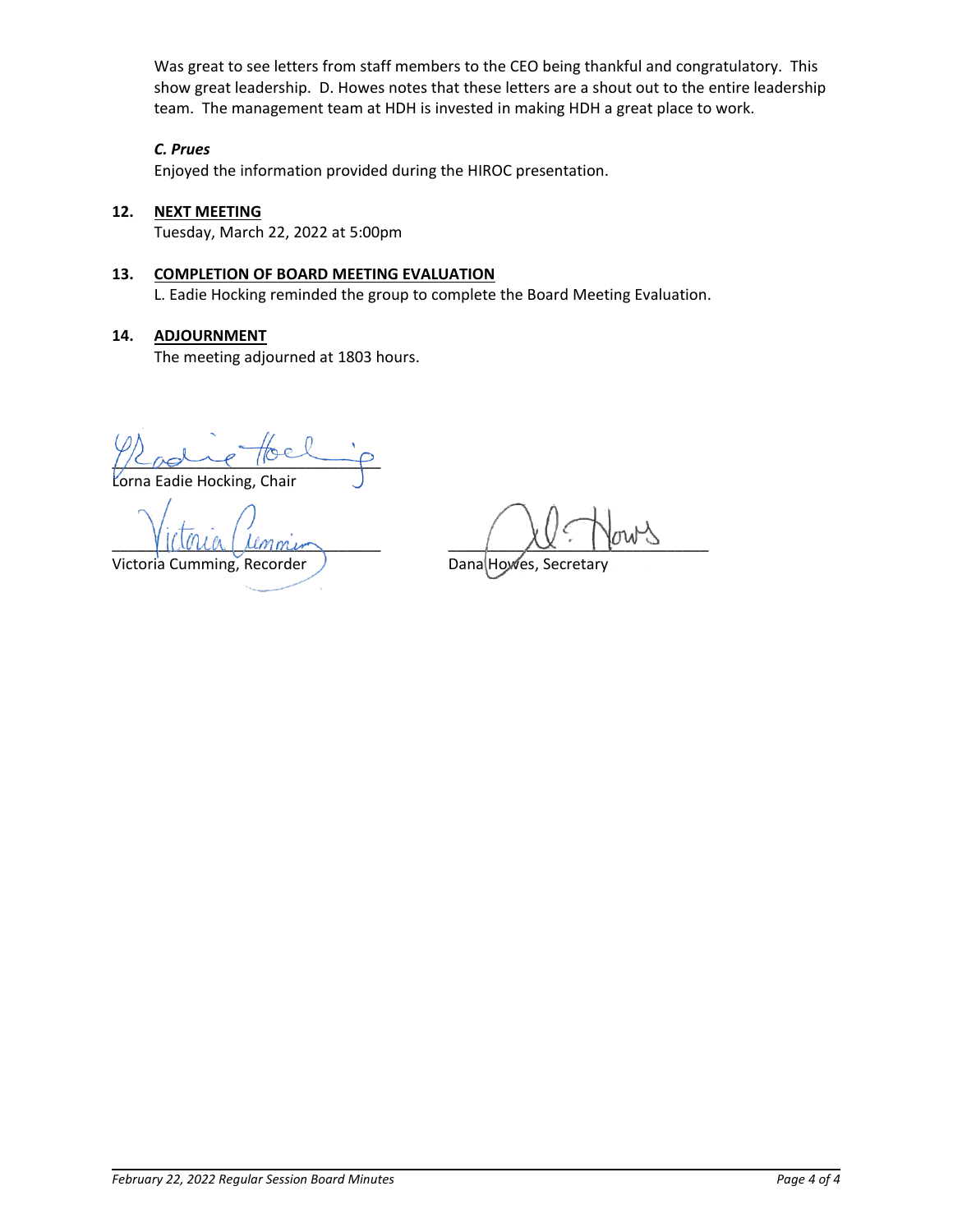Was great to see letters from staff members to the CEO being thankful and congratulatory. This show great leadership. D. Howes notes that these letters are a shout out to the entire leadership team. The management team at HDH is invested in making HDH a great place to work.

***C. Prues***

Enjoyed the information provided during the HIROC presentation.

**12. NEXT MEETING**

Tuesday, March 22, 2022 at 5:00pm

**13. COMPLETION OF BOARD MEETING EVALUATION**

L. Eadie Hocking reminded the group to complete the Board Meeting Evaluation.

**14. ADJOURNMENT**

The meeting adjourned at 1803 hours.

Lorna Eadie Hocking, Chair

Victoria Cumming, Recorder

Dana Howes, Secretary